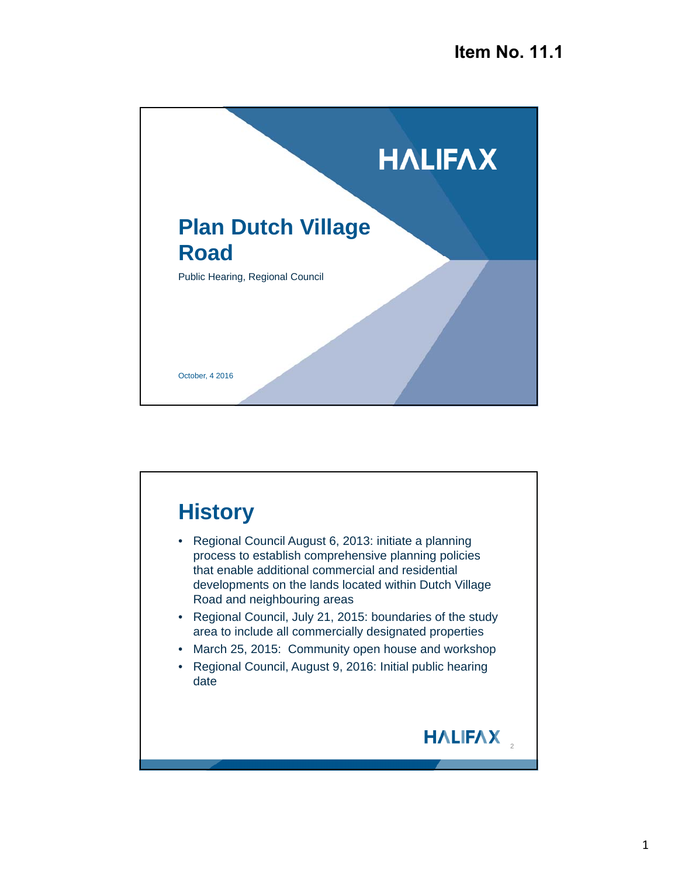Item No. 11.1

HALIFAX

# Plan Dutch Village Road

Public Hearing, Regional Council

October, 4 2016

## History

- Regional Council August 6, 2013: initiate a planning process to establish comprehensive planning policies that enable additional commercial and residential developments on the lands located within Dutch Village Road and neighbouring areas
- Regional Council, July 21, 2015: boundaries of the study area to include all commercially designated properties
- March 25, 2015: Community open house and workshop
- Regional Council, August 9, 2016: Initial public hearing date

HALIFAX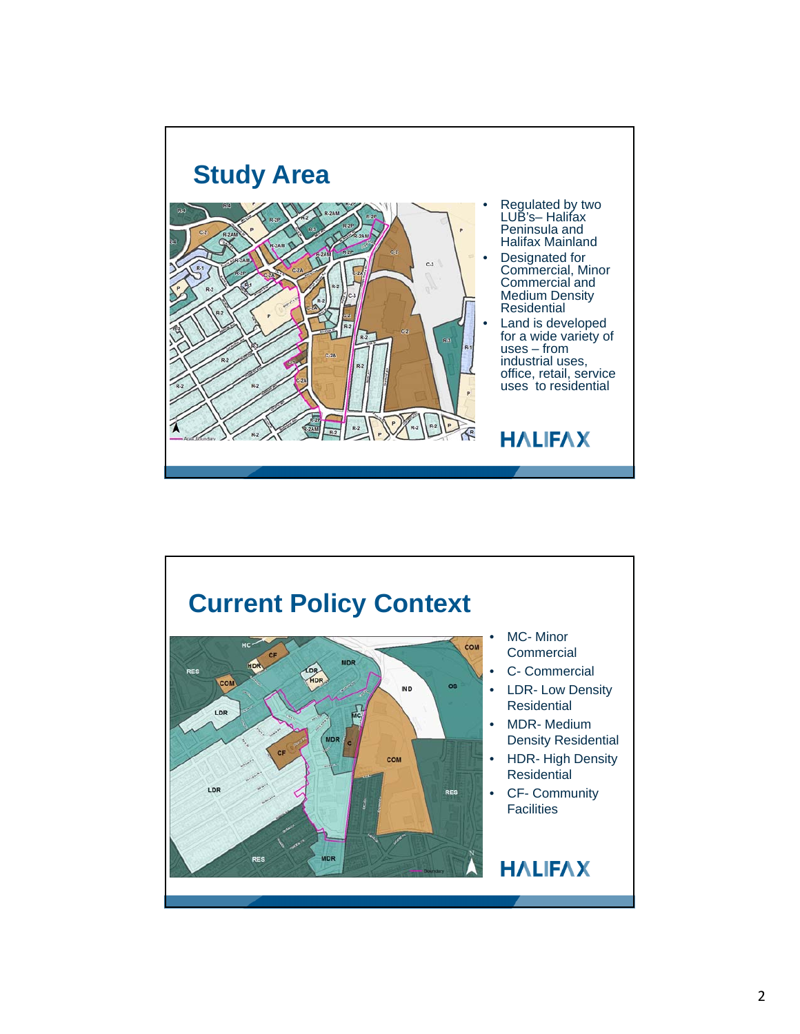## Study Area

- Regulated by two LUB's– Halifax Peninsula and Halifax Mainland
- Designated for Commercial, Minor Commercial and Medium Density Residential
- Land is developed for a wide variety of uses – from industrial uses, office, retail, service uses to residential

HALIFAX

## Current Policy Context

- MC- Minor Commercial
- C- Commercial
- LDR- Low Density Residential
- MDR- Medium Density Residential
- HDR- High Density Residential
- CF- Community Facilities

HALIFAX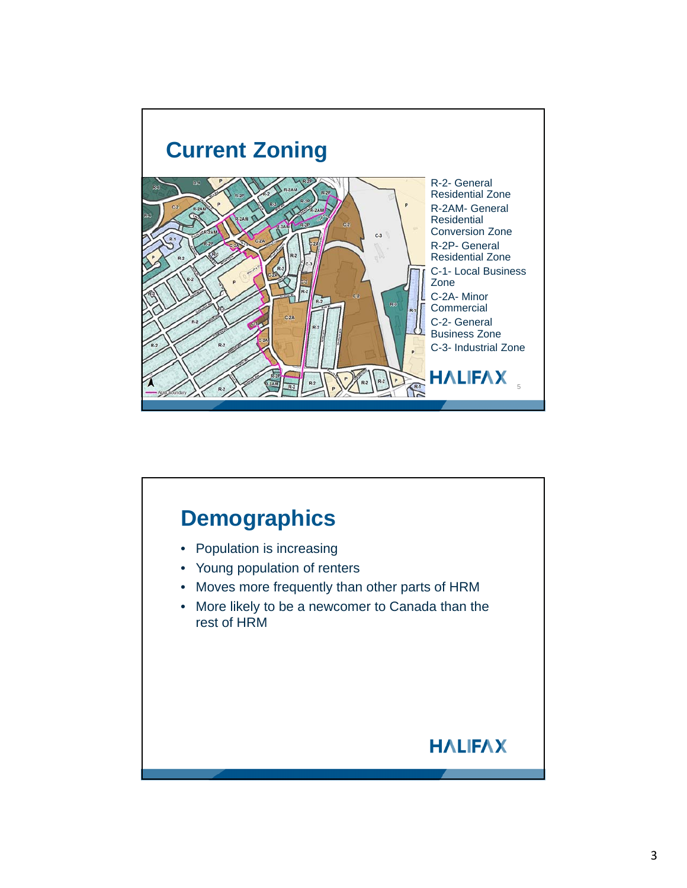## Current Zoning

R-2- General Residential Zone

R-2AM- General Residential Conversion Zone

R-2P- General Residential Zone

C-1- Local Business Zone

C-2A- Minor Commercial

C-2- General Business Zone

C-3- Industrial Zone

HALIFAX

## Demographics

- Population is increasing
- Young population of renters
- Moves more frequently than other parts of HRM
- More likely to be a newcomer to Canada than the rest of HRM

HALIFAX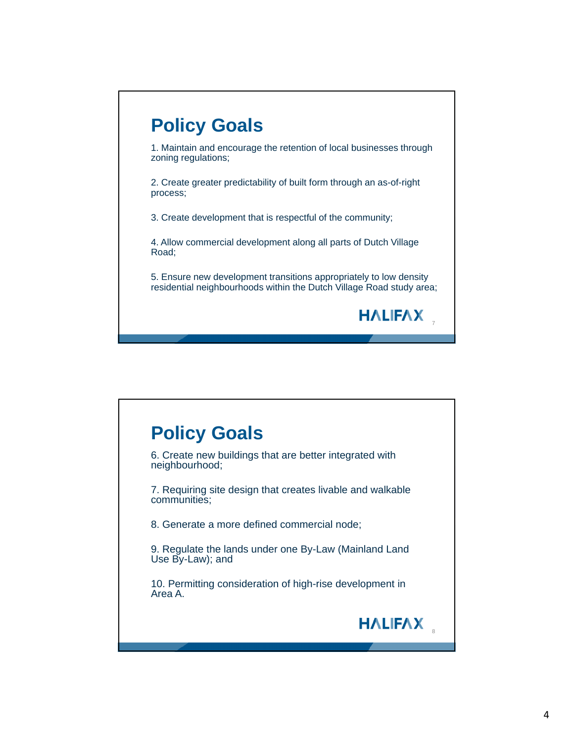## Policy Goals

1. Maintain and encourage the retention of local businesses through zoning regulations;

2. Create greater predictability of built form through an as-of-right process;

3. Create development that is respectful of the community;

4. Allow commercial development along all parts of Dutch Village Road;

5. Ensure new development transitions appropriately to low density residential neighbourhoods within the Dutch Village Road study area;

HALIFAX

## Policy Goals

6. Create new buildings that are better integrated with neighbourhood;

7. Requiring site design that creates livable and walkable communities;

8. Generate a more defined commercial node;

9. Regulate the lands under one By-Law (Mainland Land Use By-Law); and

10. Permitting consideration of high-rise development in Area A.

HALIFAX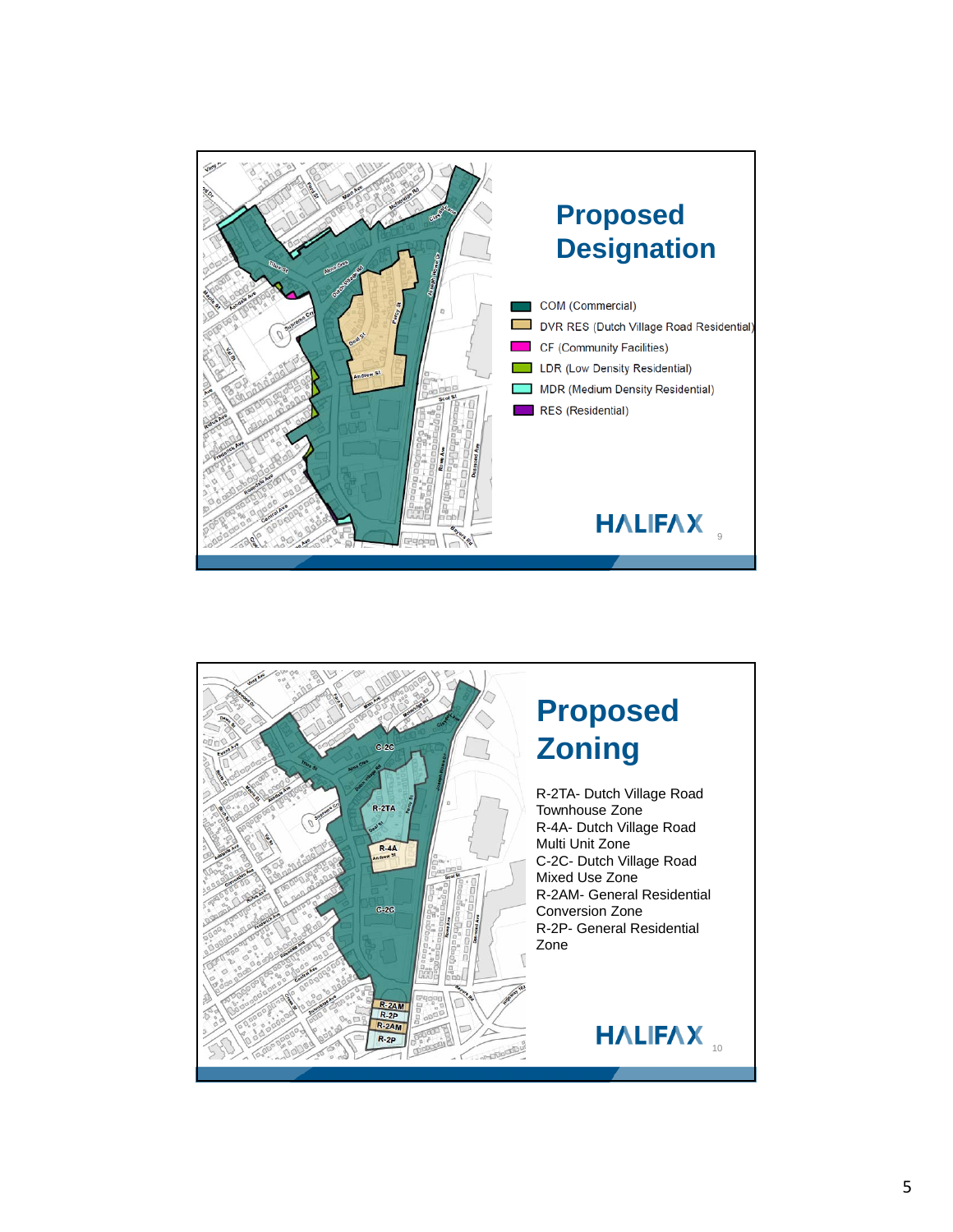## Proposed Designation

- COM (Commercial)
- DVR RES (Dutch Village Road Residential)
- CF (Community Facilities)
- LDR (Low Density Residential)
- MDR (Medium Density Residential)
- RES (Residential)

HALIFAX

## Proposed Zoning

R-2TA- Dutch Village Road Townhouse Zone
R-4A- Dutch Village Road Multi Unit Zone
C-2C- Dutch Village Road Mixed Use Zone
R-2AM- General Residential Conversion Zone
R-2P- General Residential Zone

HALIFAX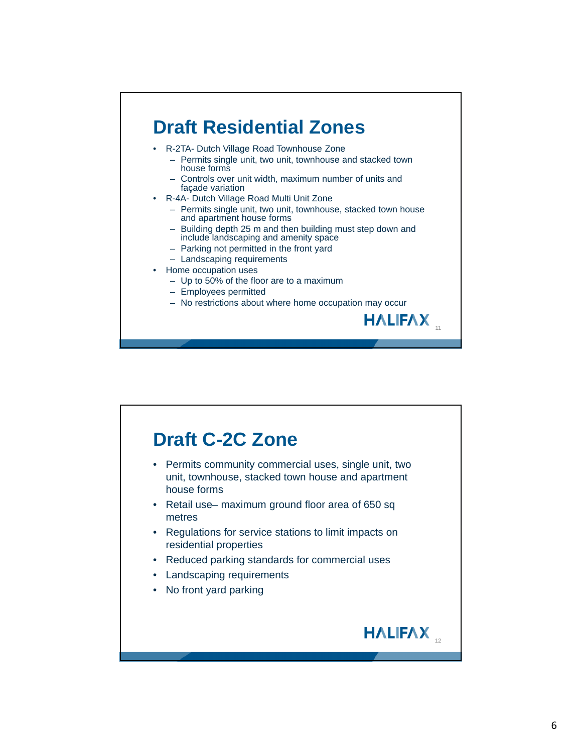## Draft Residential Zones

- R-2TA- Dutch Village Road Townhouse Zone
  - Permits single unit, two unit, townhouse and stacked town house forms
  - Controls over unit width, maximum number of units and façade variation
- R-4A- Dutch Village Road Multi Unit Zone
  - Permits single unit, two unit, townhouse, stacked town house and apartment house forms
  - Building depth 25 m and then building must step down and include landscaping and amenity space
  - Parking not permitted in the front yard
  - Landscaping requirements
- Home occupation uses
  - Up to 50% of the floor are to a maximum
  - Employees permitted
  - No restrictions about where home occupation may occur

HALIFAX

## Draft C-2C Zone

- Permits community commercial uses, single unit, two unit, townhouse, stacked town house and apartment house forms
- Retail use– maximum ground floor area of 650 sq metres
- Regulations for service stations to limit impacts on residential properties
- Reduced parking standards for commercial uses
- Landscaping requirements
- No front yard parking

HALIFAX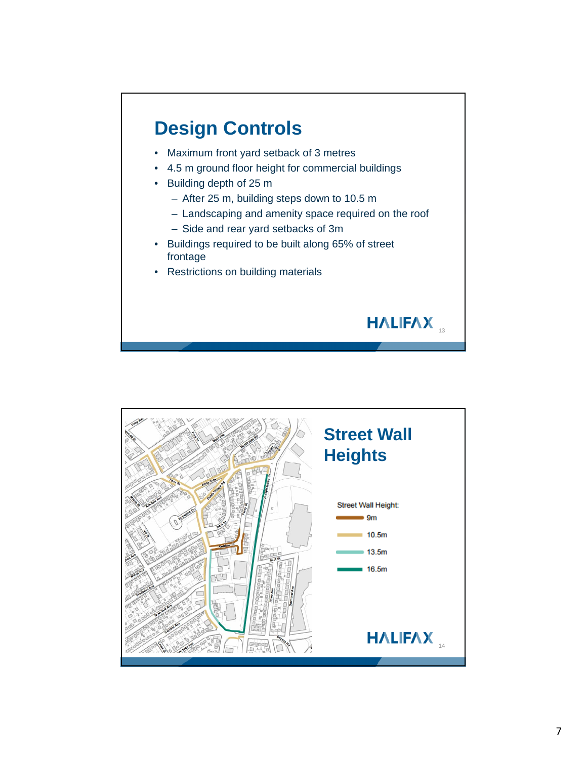# Design Controls

- Maximum front yard setback of 3 metres
- 4.5 m ground floor height for commercial buildings
- Building depth of 25 m
  - After 25 m, building steps down to 10.5 m
  - Landscaping and amenity space required on the roof
  - Side and rear yard setbacks of 3m
- Buildings required to be built along 65% of street frontage
- Restrictions on building materials

HALIFAX

# Street Wall Heights

Street Wall Height:

- 9m
- 10.5m
- 13.5m
- 16.5m

HALIFAX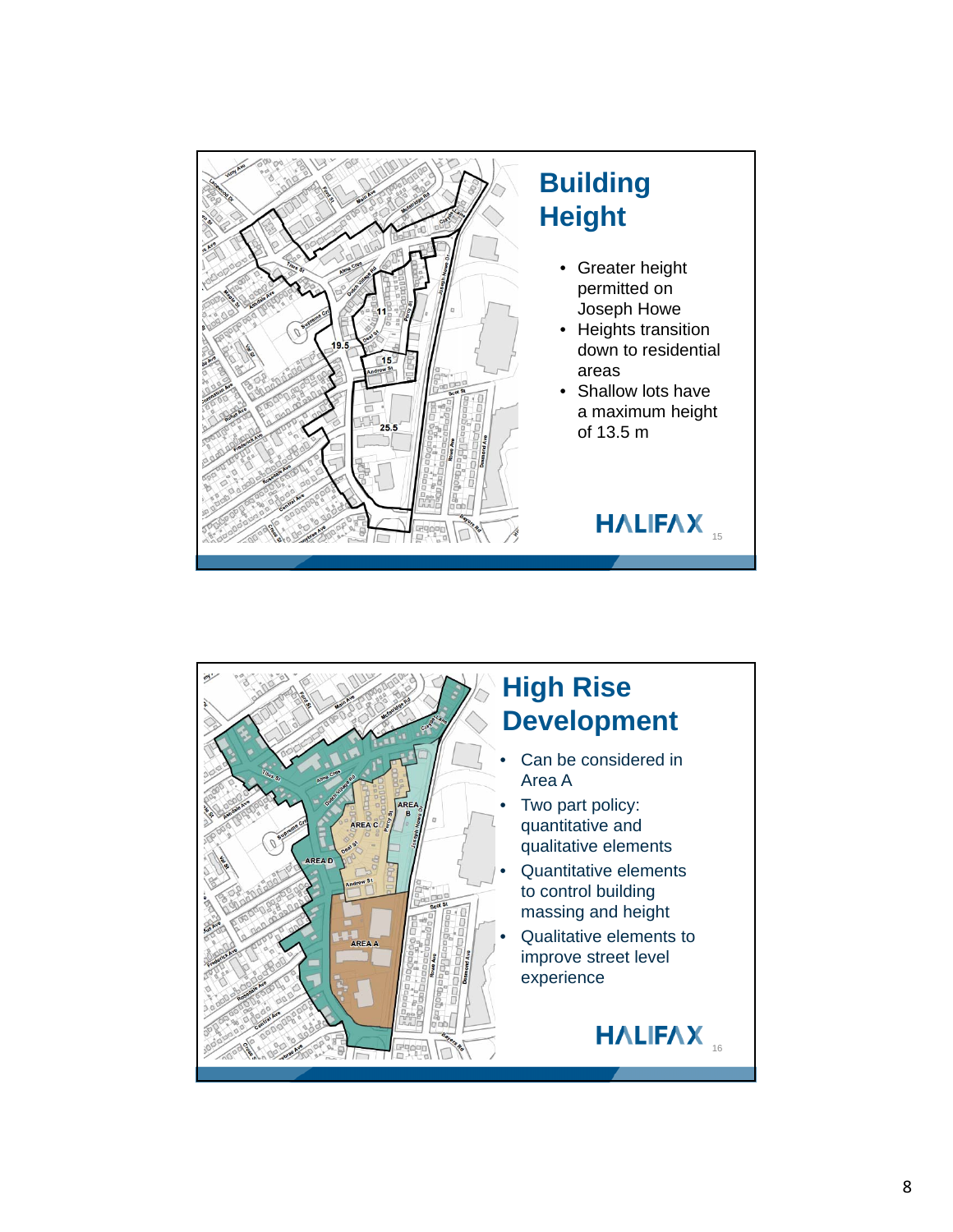## Building Height

- Greater height permitted on Joseph Howe
- Heights transition down to residential areas
- Shallow lots have a maximum height of 13.5 m

## High Rise Development

- Can be considered in Area A
- Two part policy: quantitative and qualitative elements
- Quantitative elements to control building massing and height
- Qualitative elements to improve street level experience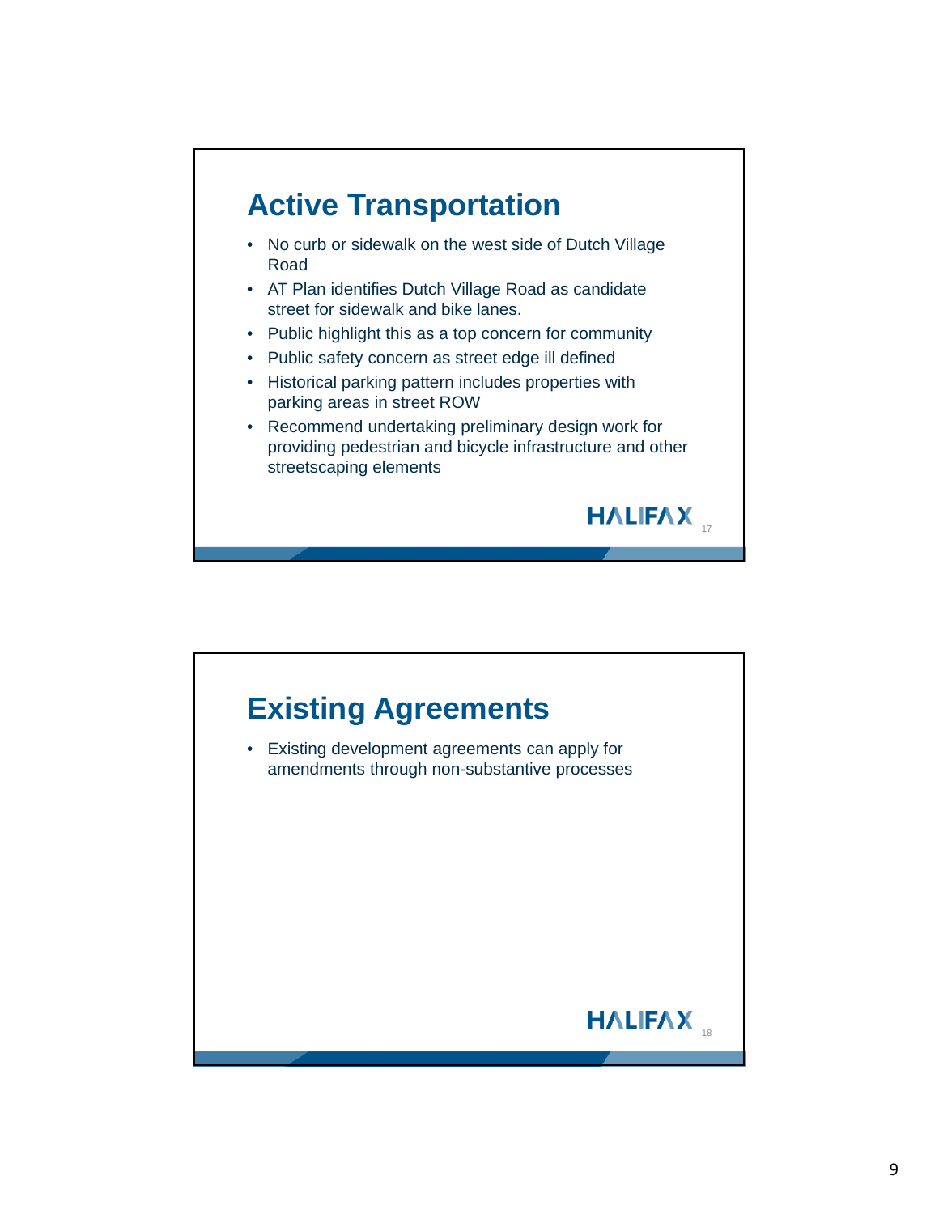## Active Transportation

- No curb or sidewalk on the west side of Dutch Village Road
- AT Plan identifies Dutch Village Road as candidate street for sidewalk and bike lanes.
- Public highlight this as a top concern for community
- Public safety concern as street edge ill defined
- Historical parking pattern includes properties with parking areas in street ROW
- Recommend undertaking preliminary design work for providing pedestrian and bicycle infrastructure and other streetscaping elements

## Existing Agreements

- Existing development agreements can apply for amendments through non-substantive processes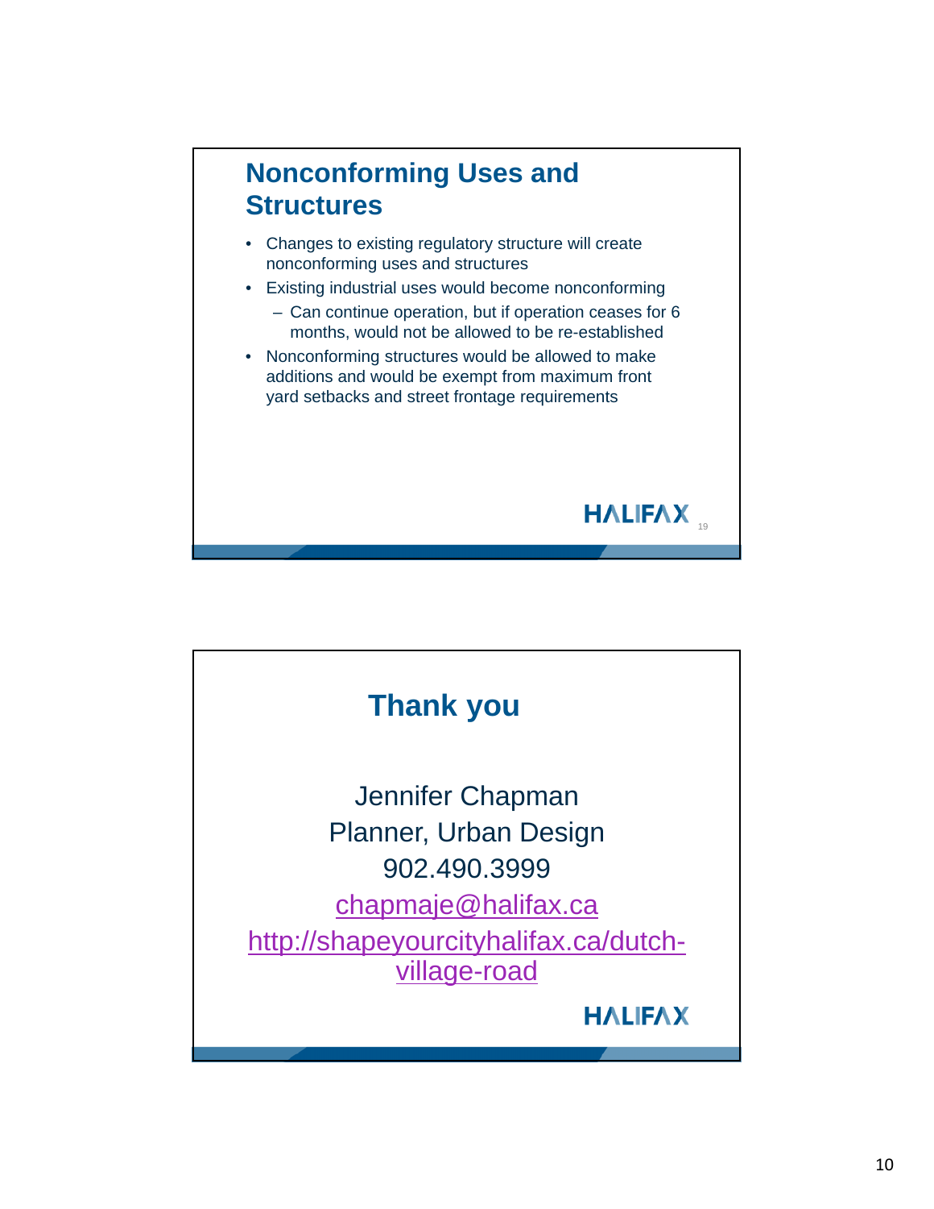## Nonconforming Uses and Structures

- Changes to existing regulatory structure will create nonconforming uses and structures
- Existing industrial uses would become nonconforming
  - Can continue operation, but if operation ceases for 6 months, would not be allowed to be re-established
- Nonconforming structures would be allowed to make additions and would be exempt from maximum front yard setbacks and street frontage requirements

HALIFAX

## Thank you

Jennifer Chapman

Planner, Urban Design

902.490.3999

chapmaje@halifax.ca

http://shapeyourcityhalifax.ca/dutch-village-road

HALIFAX